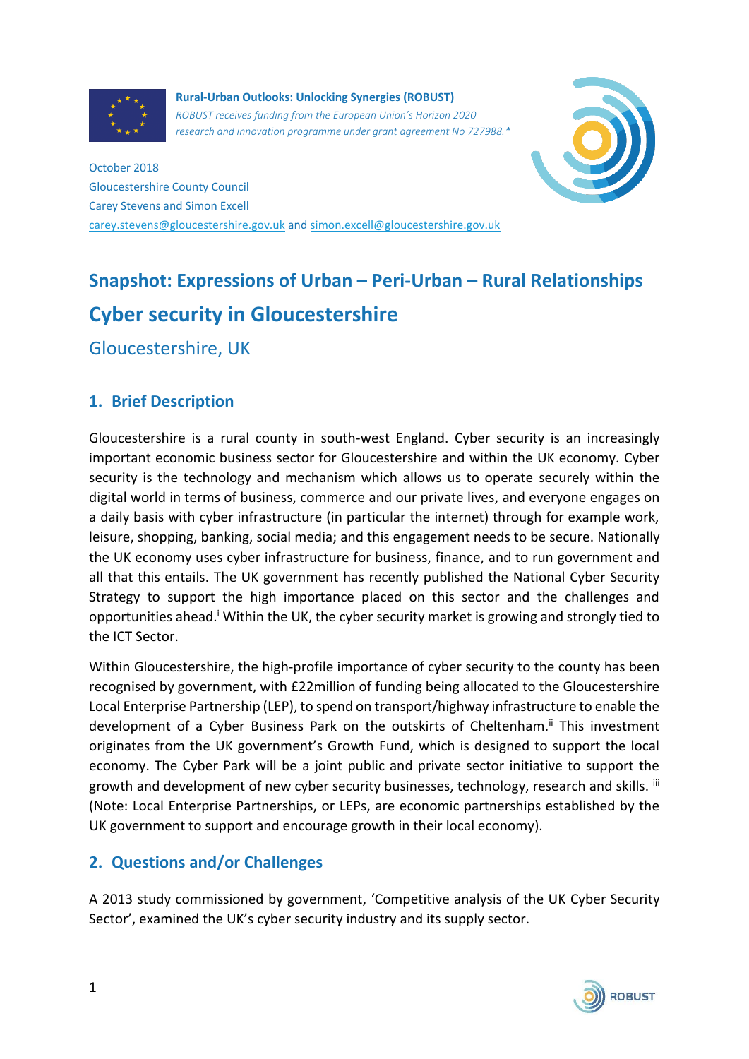**Rural-Urban Outlooks: Unlocking Synergies (ROBUST)**
*ROBUST receives funding from the European Union's Horizon 2020 research and innovation programme under grant agreement No 727988.**

October 2018
Gloucestershire County Council
Carey Stevens and Simon Excell
carey.stevens@gloucestershire.gov.uk and simon.excell@gloucestershire.gov.uk

# Snapshot: Expressions of Urban – Peri-Urban – Rural Relationships

# Cyber security in Gloucestershire

## Gloucestershire, UK

## 1. Brief Description

Gloucestershire is a rural county in south-west England. Cyber security is an increasingly important economic business sector for Gloucestershire and within the UK economy. Cyber security is the technology and mechanism which allows us to operate securely within the digital world in terms of business, commerce and our private lives, and everyone engages on a daily basis with cyber infrastructure (in particular the internet) through for example work, leisure, shopping, banking, social media; and this engagement needs to be secure. Nationally the UK economy uses cyber infrastructure for business, finance, and to run government and all that this entails. The UK government has recently published the National Cyber Security Strategy to support the high importance placed on this sector and the challenges and opportunities ahead.[i] Within the UK, the cyber security market is growing and strongly tied to the ICT Sector.

Within Gloucestershire, the high-profile importance of cyber security to the county has been recognised by government, with £22million of funding being allocated to the Gloucestershire Local Enterprise Partnership (LEP), to spend on transport/highway infrastructure to enable the development of a Cyber Business Park on the outskirts of Cheltenham.[ii] This investment originates from the UK government's Growth Fund, which is designed to support the local economy. The Cyber Park will be a joint public and private sector initiative to support the growth and development of new cyber security businesses, technology, research and skills. [iii] (Note: Local Enterprise Partnerships, or LEPs, are economic partnerships established by the UK government to support and encourage growth in their local economy).

## 2. Questions and/or Challenges

A 2013 study commissioned by government, 'Competitive analysis of the UK Cyber Security Sector', examined the UK's cyber security industry and its supply sector.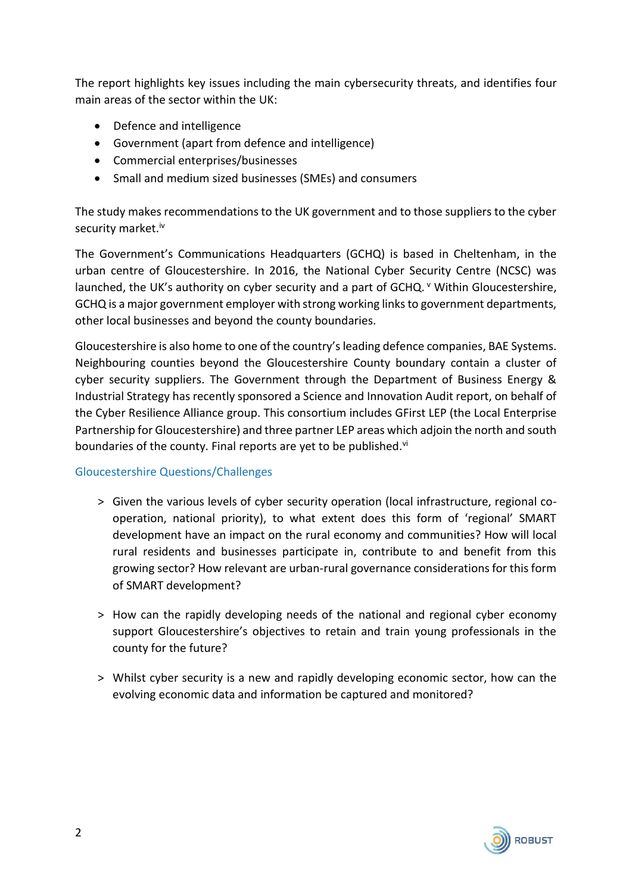The report highlights key issues including the main cybersecurity threats, and identifies four main areas of the sector within the UK:

- Defence and intelligence
- Government (apart from defence and intelligence)
- Commercial enterprises/businesses
- Small and medium sized businesses (SMEs) and consumers

The study makes recommendations to the UK government and to those suppliers to the cyber security market.[iv]

The Government's Communications Headquarters (GCHQ) is based in Cheltenham, in the urban centre of Gloucestershire. In 2016, the National Cyber Security Centre (NCSC) was launched, the UK's authority on cyber security and a part of GCHQ.[v] Within Gloucestershire, GCHQ is a major government employer with strong working links to government departments, other local businesses and beyond the county boundaries.

Gloucestershire is also home to one of the country's leading defence companies, BAE Systems. Neighbouring counties beyond the Gloucestershire County boundary contain a cluster of cyber security suppliers. The Government through the Department of Business Energy & Industrial Strategy has recently sponsored a Science and Innovation Audit report, on behalf of the Cyber Resilience Alliance group. This consortium includes GFirst LEP (the Local Enterprise Partnership for Gloucestershire) and three partner LEP areas which adjoin the north and south boundaries of the county. Final reports are yet to be published.[vi]

### Gloucestershire Questions/Challenges

> Given the various levels of cyber security operation (local infrastructure, regional co-operation, national priority), to what extent does this form of 'regional' SMART development have an impact on the rural economy and communities? How will local rural residents and businesses participate in, contribute to and benefit from this growing sector? How relevant are urban-rural governance considerations for this form of SMART development?

> How can the rapidly developing needs of the national and regional cyber economy support Gloucestershire's objectives to retain and train young professionals in the county for the future?

> Whilst cyber security is a new and rapidly developing economic sector, how can the evolving economic data and information be captured and monitored?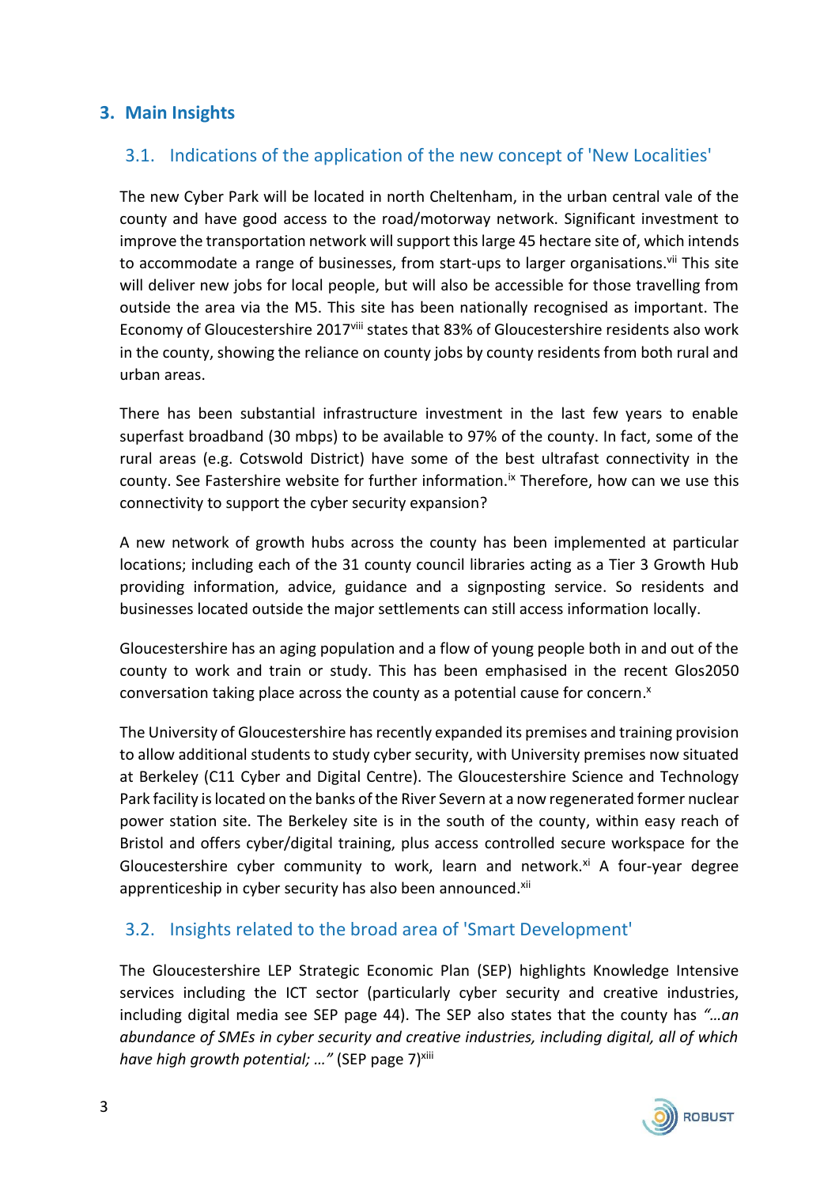## 3. Main Insights

### 3.1. Indications of the application of the new concept of 'New Localities'

The new Cyber Park will be located in north Cheltenham, in the urban central vale of the county and have good access to the road/motorway network. Significant investment to improve the transportation network will support this large 45 hectare site of, which intends to accommodate a range of businesses, from start-ups to larger organisations.[vii] This site will deliver new jobs for local people, but will also be accessible for those travelling from outside the area via the M5. This site has been nationally recognised as important. The Economy of Gloucestershire 2017[viii] states that 83% of Gloucestershire residents also work in the county, showing the reliance on county jobs by county residents from both rural and urban areas.

There has been substantial infrastructure investment in the last few years to enable superfast broadband (30 mbps) to be available to 97% of the county. In fact, some of the rural areas (e.g. Cotswold District) have some of the best ultrafast connectivity in the county. See Fastershire website for further information.[ix] Therefore, how can we use this connectivity to support the cyber security expansion?

A new network of growth hubs across the county has been implemented at particular locations; including each of the 31 county council libraries acting as a Tier 3 Growth Hub providing information, advice, guidance and a signposting service. So residents and businesses located outside the major settlements can still access information locally.

Gloucestershire has an aging population and a flow of young people both in and out of the county to work and train or study. This has been emphasised in the recent Glos2050 conversation taking place across the county as a potential cause for concern.[x]

The University of Gloucestershire has recently expanded its premises and training provision to allow additional students to study cyber security, with University premises now situated at Berkeley (C11 Cyber and Digital Centre). The Gloucestershire Science and Technology Park facility is located on the banks of the River Severn at a now regenerated former nuclear power station site. The Berkeley site is in the south of the county, within easy reach of Bristol and offers cyber/digital training, plus access controlled secure workspace for the Gloucestershire cyber community to work, learn and network.[xi] A four-year degree apprenticeship in cyber security has also been announced.[xii]

### 3.2. Insights related to the broad area of 'Smart Development'

The Gloucestershire LEP Strategic Economic Plan (SEP) highlights Knowledge Intensive services including the ICT sector (particularly cyber security and creative industries, including digital media see SEP page 44). The SEP also states that the county has *"…an abundance of SMEs in cyber security and creative industries, including digital, all of which have high growth potential; …"* (SEP page 7)[xiii]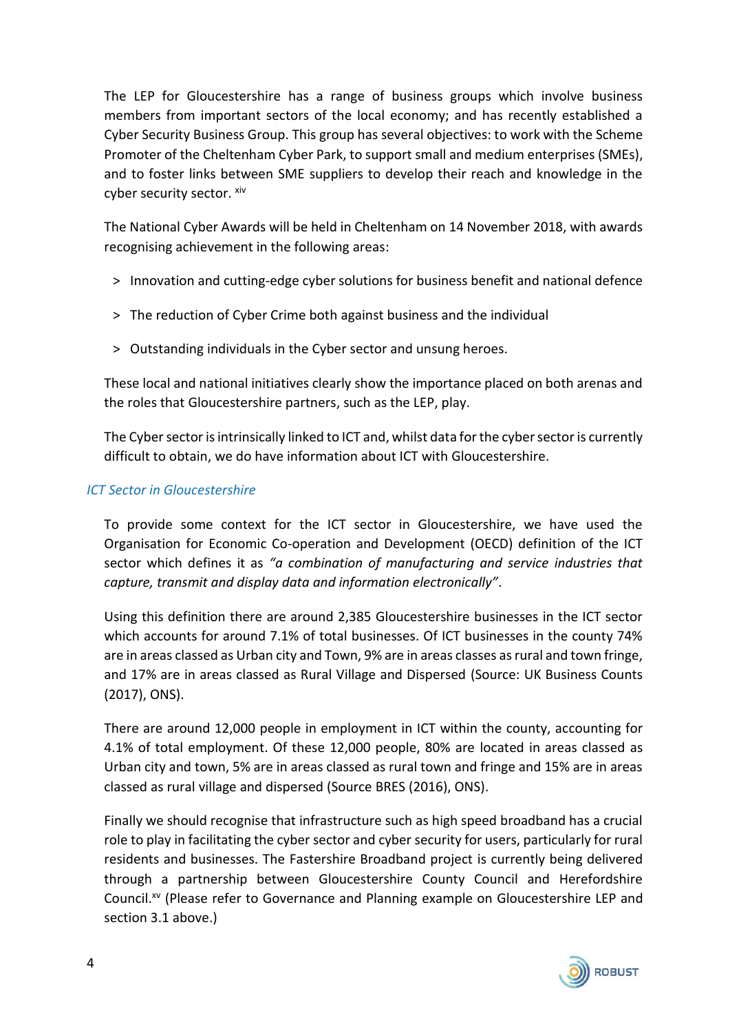The LEP for Gloucestershire has a range of business groups which involve business members from important sectors of the local economy; and has recently established a Cyber Security Business Group. This group has several objectives: to work with the Scheme Promoter of the Cheltenham Cyber Park, to support small and medium enterprises (SMEs), and to foster links between SME suppliers to develop their reach and knowledge in the cyber security sector. [xiv]

The National Cyber Awards will be held in Cheltenham on 14 November 2018, with awards recognising achievement in the following areas:

> Innovation and cutting-edge cyber solutions for business benefit and national defence

> The reduction of Cyber Crime both against business and the individual

> Outstanding individuals in the Cyber sector and unsung heroes.

These local and national initiatives clearly show the importance placed on both arenas and the roles that Gloucestershire partners, such as the LEP, play.

The Cyber sector is intrinsically linked to ICT and, whilst data for the cyber sector is currently difficult to obtain, we do have information about ICT with Gloucestershire.

### *ICT Sector in Gloucestershire*

To provide some context for the ICT sector in Gloucestershire, we have used the Organisation for Economic Co-operation and Development (OECD) definition of the ICT sector which defines it as *"a combination of manufacturing and service industries that capture, transmit and display data and information electronically"*.

Using this definition there are around 2,385 Gloucestershire businesses in the ICT sector which accounts for around 7.1% of total businesses. Of ICT businesses in the county 74% are in areas classed as Urban city and Town, 9% are in areas classes as rural and town fringe, and 17% are in areas classed as Rural Village and Dispersed (Source: UK Business Counts (2017), ONS).

There are around 12,000 people in employment in ICT within the county, accounting for 4.1% of total employment. Of these 12,000 people, 80% are located in areas classed as Urban city and town, 5% are in areas classed as rural town and fringe and 15% are in areas classed as rural village and dispersed (Source BRES (2016), ONS).

Finally we should recognise that infrastructure such as high speed broadband has a crucial role to play in facilitating the cyber sector and cyber security for users, particularly for rural residents and businesses. The Fastershire Broadband project is currently being delivered through a partnership between Gloucestershire County Council and Herefordshire Council.[xv] (Please refer to Governance and Planning example on Gloucestershire LEP and section 3.1 above.)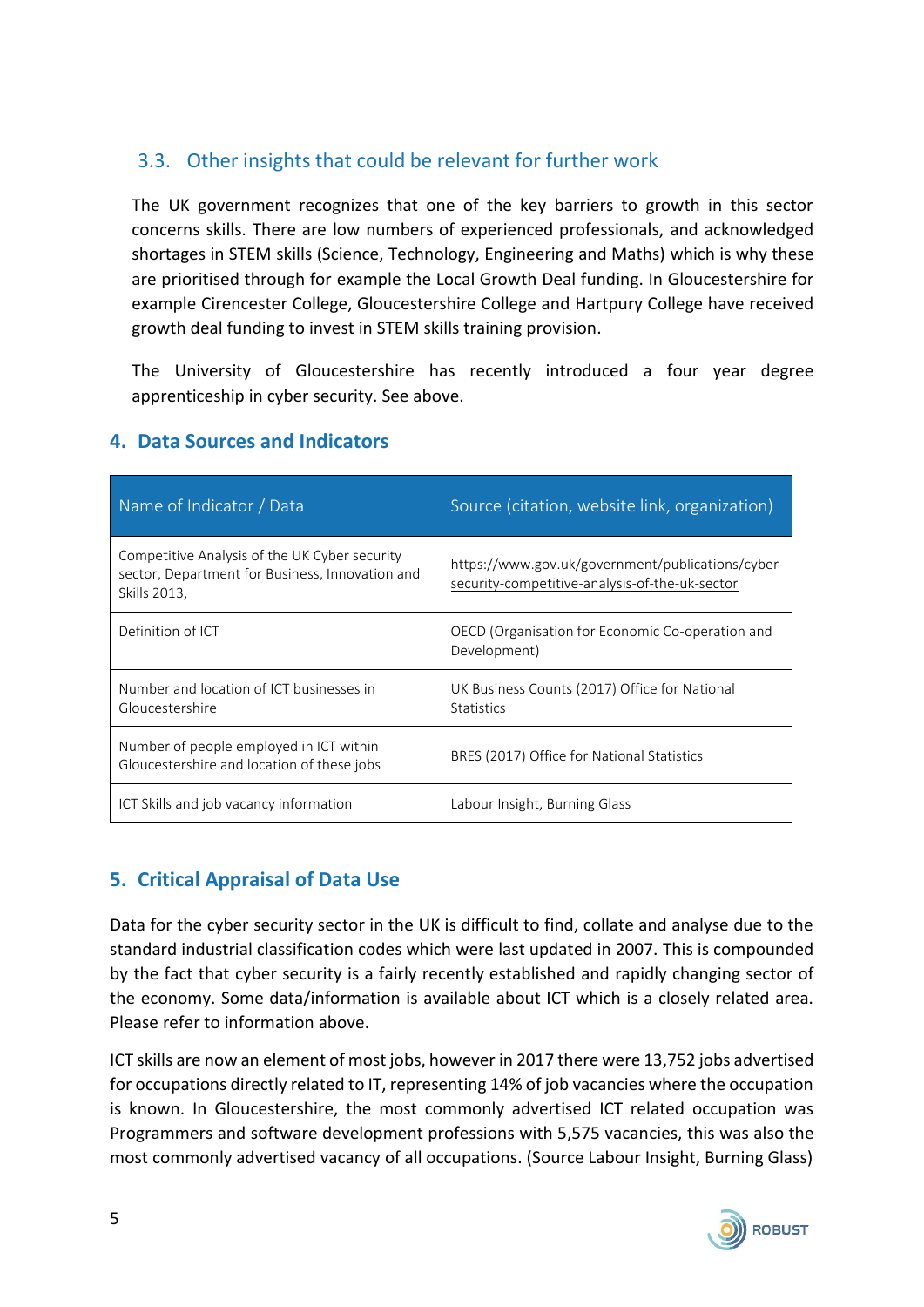### 3.3. Other insights that could be relevant for further work

The UK government recognizes that one of the key barriers to growth in this sector concerns skills. There are low numbers of experienced professionals, and acknowledged shortages in STEM skills (Science, Technology, Engineering and Maths) which is why these are prioritised through for example the Local Growth Deal funding. In Gloucestershire for example Cirencester College, Gloucestershire College and Hartpury College have received growth deal funding to invest in STEM skills training provision.

The University of Gloucestershire has recently introduced a four year degree apprenticeship in cyber security. See above.

## 4. Data Sources and Indicators

| Name of Indicator / Data | Source (citation, website link, organization) |
| --- | --- |
| Competitive Analysis of the UK Cyber security sector, Department for Business, Innovation and Skills 2013, | https://www.gov.uk/government/publications/cyber-security-competitive-analysis-of-the-uk-sector |
| Definition of ICT | OECD (Organisation for Economic Co-operation and Development) |
| Number and location of ICT businesses in Gloucestershire | UK Business Counts (2017) Office for National Statistics |
| Number of people employed in ICT within Gloucestershire and location of these jobs | BRES (2017) Office for National Statistics |
| ICT Skills and job vacancy information | Labour Insight, Burning Glass |

## 5. Critical Appraisal of Data Use

Data for the cyber security sector in the UK is difficult to find, collate and analyse due to the standard industrial classification codes which were last updated in 2007. This is compounded by the fact that cyber security is a fairly recently established and rapidly changing sector of the economy. Some data/information is available about ICT which is a closely related area. Please refer to information above.

ICT skills are now an element of most jobs, however in 2017 there were 13,752 jobs advertised for occupations directly related to IT, representing 14% of job vacancies where the occupation is known. In Gloucestershire, the most commonly advertised ICT related occupation was Programmers and software development professions with 5,575 vacancies, this was also the most commonly advertised vacancy of all occupations. (Source Labour Insight, Burning Glass)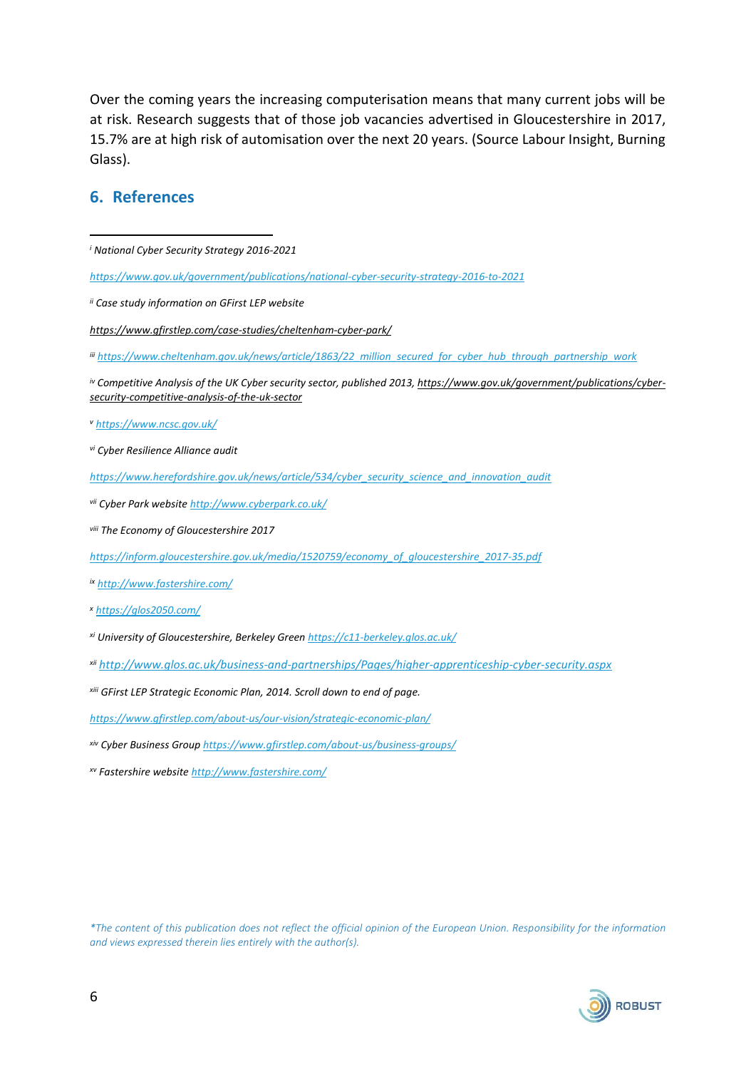Over the coming years the increasing computerisation means that many current jobs will be at risk. Research suggests that of those job vacancies advertised in Gloucestershire in 2017, 15.7% are at high risk of automisation over the next 20 years. (Source Labour Insight, Burning Glass).

## 6. References

---

[i] *National Cyber Security Strategy 2016-2021*

*https://www.gov.uk/government/publications/national-cyber-security-strategy-2016-to-2021*

[ii] *Case study information on GFirst LEP website*

*https://www.gfirstlep.com/case-studies/cheltenham-cyber-park/*

[iii] *https://www.cheltenham.gov.uk/news/article/1863/22_million_secured_for_cyber_hub_through_partnership_work*

[iv] *Competitive Analysis of the UK Cyber security sector, published 2013, https://www.gov.uk/government/publications/cyber-security-competitive-analysis-of-the-uk-sector*

[v] *https://www.ncsc.gov.uk/*

[vi] *Cyber Resilience Alliance audit*

*https://www.herefordshire.gov.uk/news/article/534/cyber_security_science_and_innovation_audit*

[vii] *Cyber Park website http://www.cyberpark.co.uk/*

[viii] *The Economy of Gloucestershire 2017*

*https://inform.gloucestershire.gov.uk/media/1520759/economy_of_gloucestershire_2017-35.pdf*

[ix] *http://www.fastershire.com/*

[x] *https://glos2050.com/*

[xi] *University of Gloucestershire, Berkeley Green https://c11-berkeley.glos.ac.uk/*

[xii] *http://www.glos.ac.uk/business-and-partnerships/Pages/higher-apprenticeship-cyber-security.aspx*

[xiii] *GFirst LEP Strategic Economic Plan, 2014. Scroll down to end of page.*

*https://www.gfirstlep.com/about-us/our-vision/strategic-economic-plan/*

[xiv] *Cyber Business Group https://www.gfirstlep.com/about-us/business-groups/*

[xv] *Fastershire website http://www.fastershire.com/*

*\*The content of this publication does not reflect the official opinion of the European Union. Responsibility for the information and views expressed therein lies entirely with the author(s).*